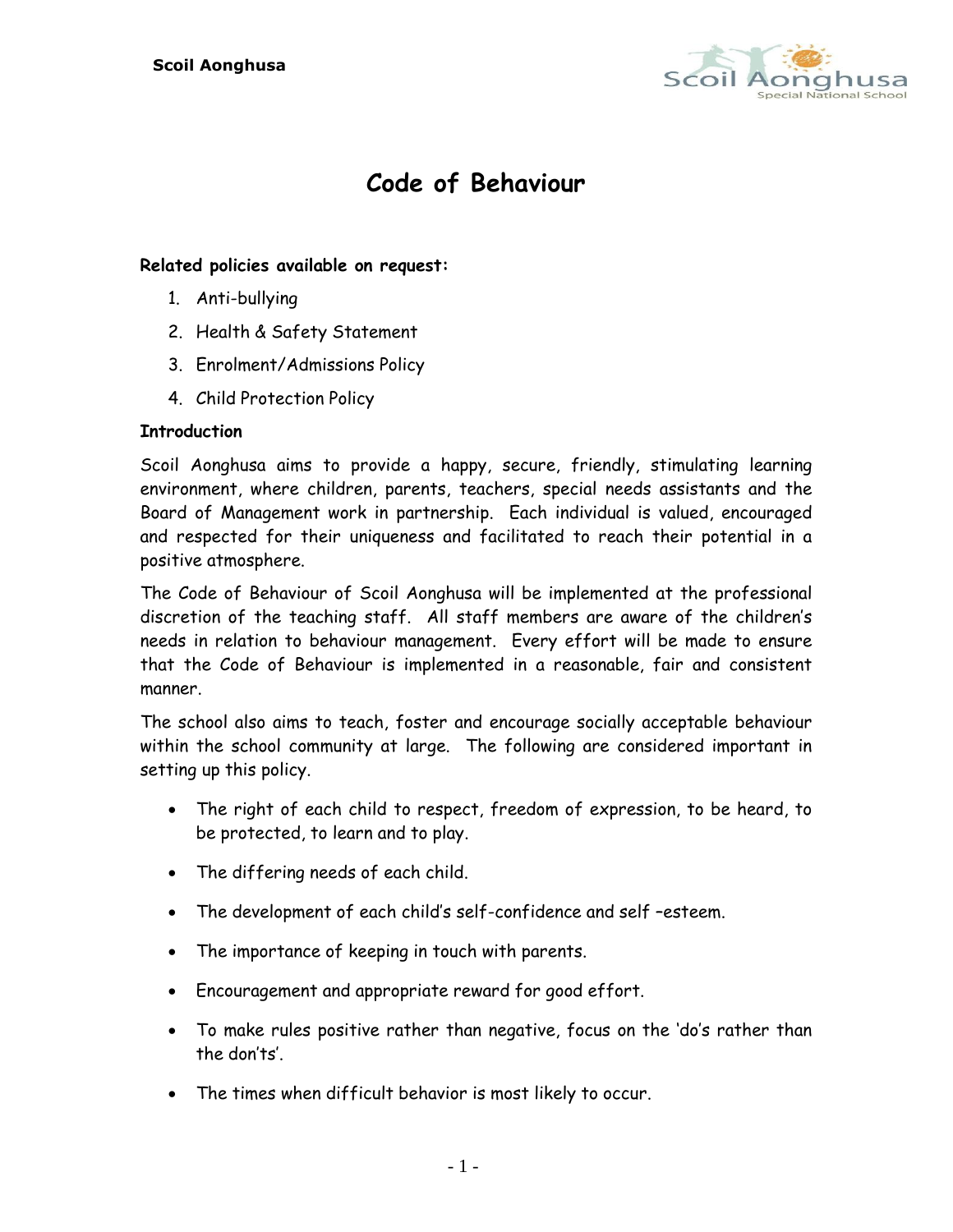# Code of Behaviour

**Related policies available on request:**

1. Anti-bullying
2. Health & Safety Statement
3. Enrolment/Admissions Policy
4. Child Protection Policy

**Introduction**

Scoil Aonghusa aims to provide a happy, secure, friendly, stimulating learning environment, where children, parents, teachers, special needs assistants and the Board of Management work in partnership. Each individual is valued, encouraged and respected for their uniqueness and facilitated to reach their potential in a positive atmosphere.

The Code of Behaviour of Scoil Aonghusa will be implemented at the professional discretion of the teaching staff. All staff members are aware of the children's needs in relation to behaviour management. Every effort will be made to ensure that the Code of Behaviour is implemented in a reasonable, fair and consistent manner.

The school also aims to teach, foster and encourage socially acceptable behaviour within the school community at large. The following are considered important in setting up this policy.

- The right of each child to respect, freedom of expression, to be heard, to be protected, to learn and to play.
- The differing needs of each child.
- The development of each child's self-confidence and self –esteem.
- The importance of keeping in touch with parents.
- Encouragement and appropriate reward for good effort.
- To make rules positive rather than negative, focus on the 'do's rather than the don'ts'.
- The times when difficult behavior is most likely to occur.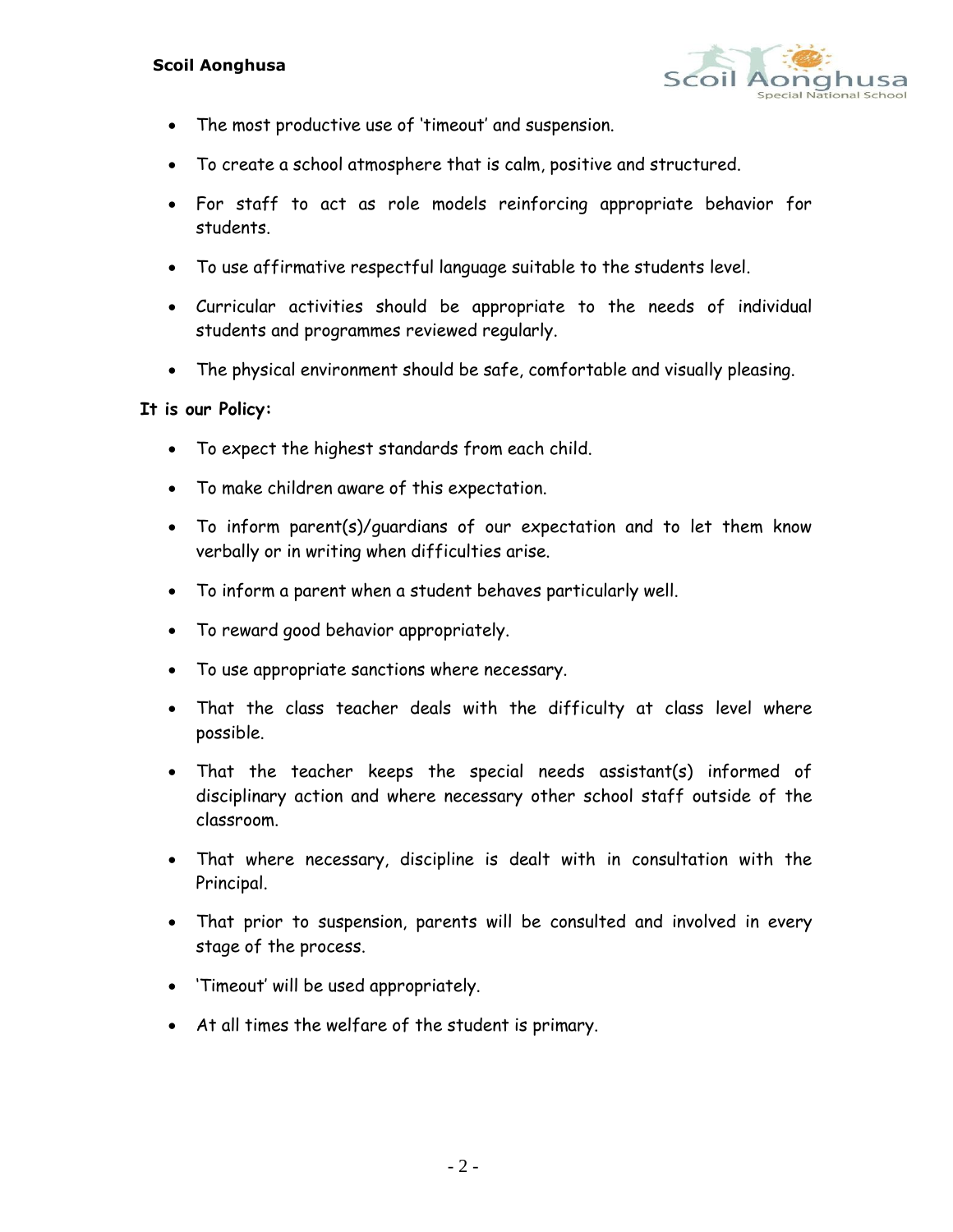- The most productive use of 'timeout' and suspension.
- To create a school atmosphere that is calm, positive and structured.
- For staff to act as role models reinforcing appropriate behavior for students.
- To use affirmative respectful language suitable to the students level.
- Curricular activities should be appropriate to the needs of individual students and programmes reviewed regularly.
- The physical environment should be safe, comfortable and visually pleasing.

**It is our Policy:**

- To expect the highest standards from each child.
- To make children aware of this expectation.
- To inform parent(s)/guardians of our expectation and to let them know verbally or in writing when difficulties arise.
- To inform a parent when a student behaves particularly well.
- To reward good behavior appropriately.
- To use appropriate sanctions where necessary.
- That the class teacher deals with the difficulty at class level where possible.
- That the teacher keeps the special needs assistant(s) informed of disciplinary action and where necessary other school staff outside of the classroom.
- That where necessary, discipline is dealt with in consultation with the Principal.
- That prior to suspension, parents will be consulted and involved in every stage of the process.
- 'Timeout' will be used appropriately.
- At all times the welfare of the student is primary.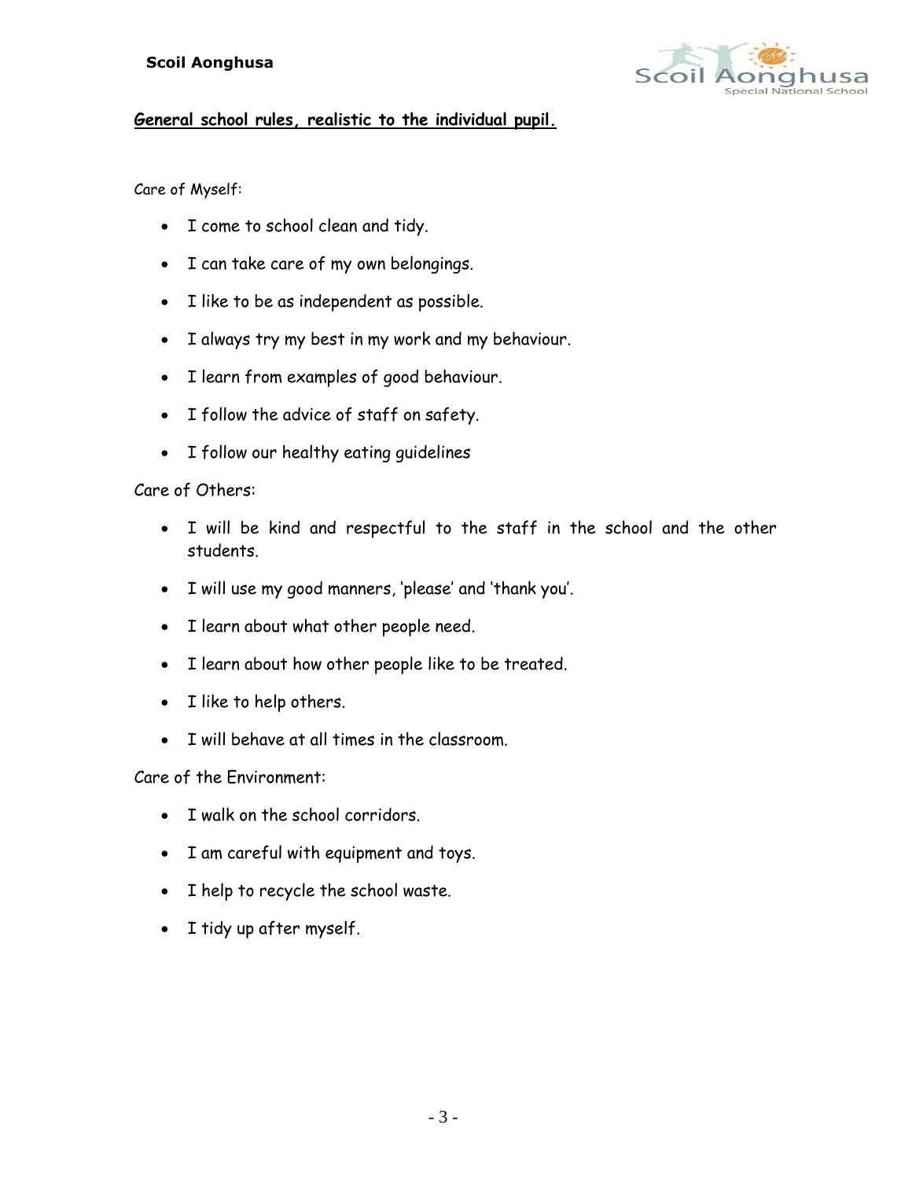**General school rules, realistic to the individual pupil.**

Care of Myself:

- I come to school clean and tidy.
- I can take care of my own belongings.
- I like to be as independent as possible.
- I always try my best in my work and my behaviour.
- I learn from examples of good behaviour.
- I follow the advice of staff on safety.
- I follow our healthy eating guidelines

Care of Others:

- I will be kind and respectful to the staff in the school and the other students.
- I will use my good manners, 'please' and 'thank you'.
- I learn about what other people need.
- I learn about how other people like to be treated.
- I like to help others.
- I will behave at all times in the classroom.

Care of the Environment:

- I walk on the school corridors.
- I am careful with equipment and toys.
- I help to recycle the school waste.
- I tidy up after myself.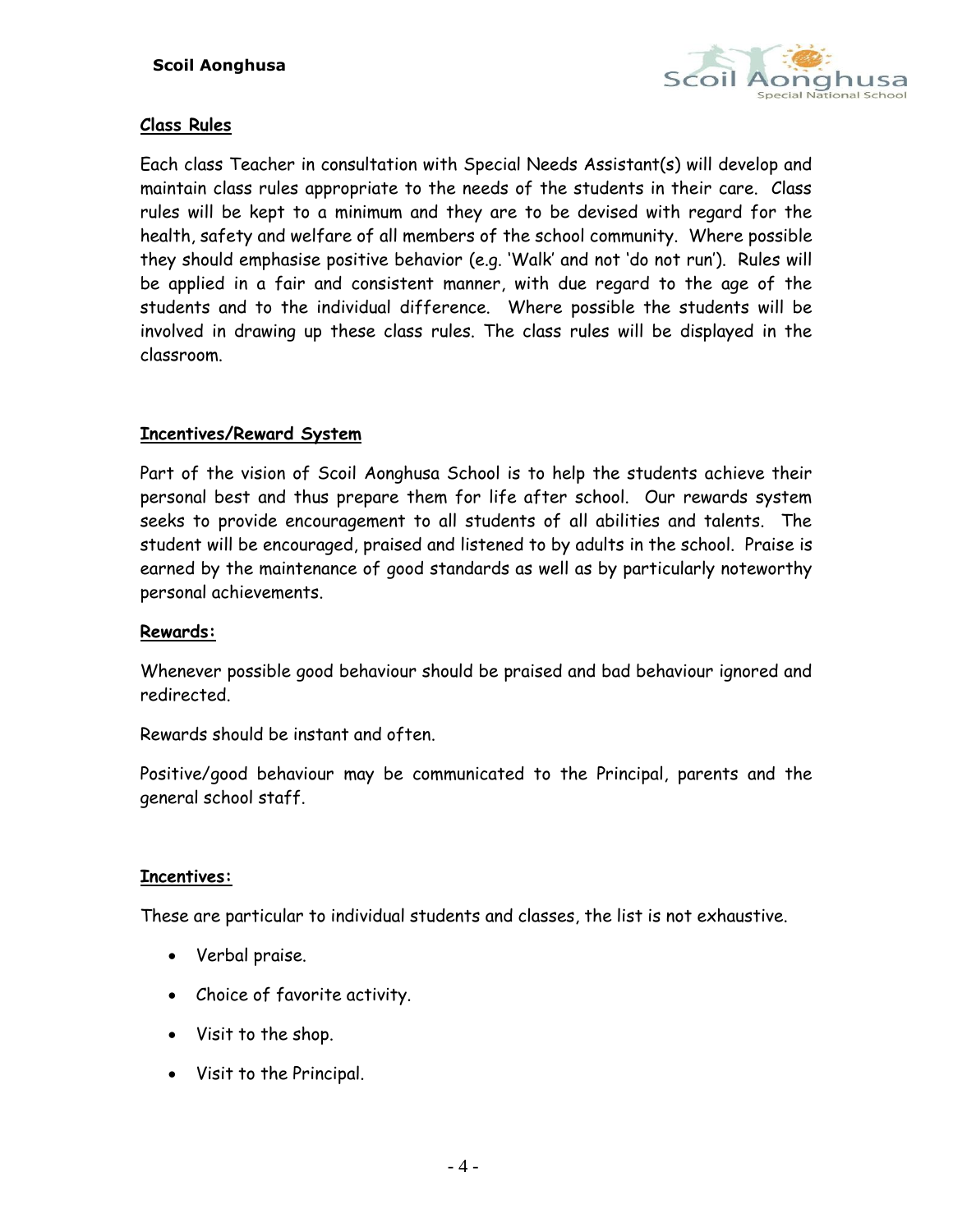## Class Rules

Each class Teacher in consultation with Special Needs Assistant(s) will develop and maintain class rules appropriate to the needs of the students in their care. Class rules will be kept to a minimum and they are to be devised with regard for the health, safety and welfare of all members of the school community. Where possible they should emphasise positive behavior (e.g. 'Walk' and not 'do not run'). Rules will be applied in a fair and consistent manner, with due regard to the age of the students and to the individual difference. Where possible the students will be involved in drawing up these class rules. The class rules will be displayed in the classroom.

## Incentives/Reward System

Part of the vision of Scoil Aonghusa School is to help the students achieve their personal best and thus prepare them for life after school. Our rewards system seeks to provide encouragement to all students of all abilities and talents. The student will be encouraged, praised and listened to by adults in the school. Praise is earned by the maintenance of good standards as well as by particularly noteworthy personal achievements.

### Rewards:

Whenever possible good behaviour should be praised and bad behaviour ignored and redirected.

Rewards should be instant and often.

Positive/good behaviour may be communicated to the Principal, parents and the general school staff.

### Incentives:

These are particular to individual students and classes, the list is not exhaustive.

- Verbal praise.
- Choice of favorite activity.
- Visit to the shop.
- Visit to the Principal.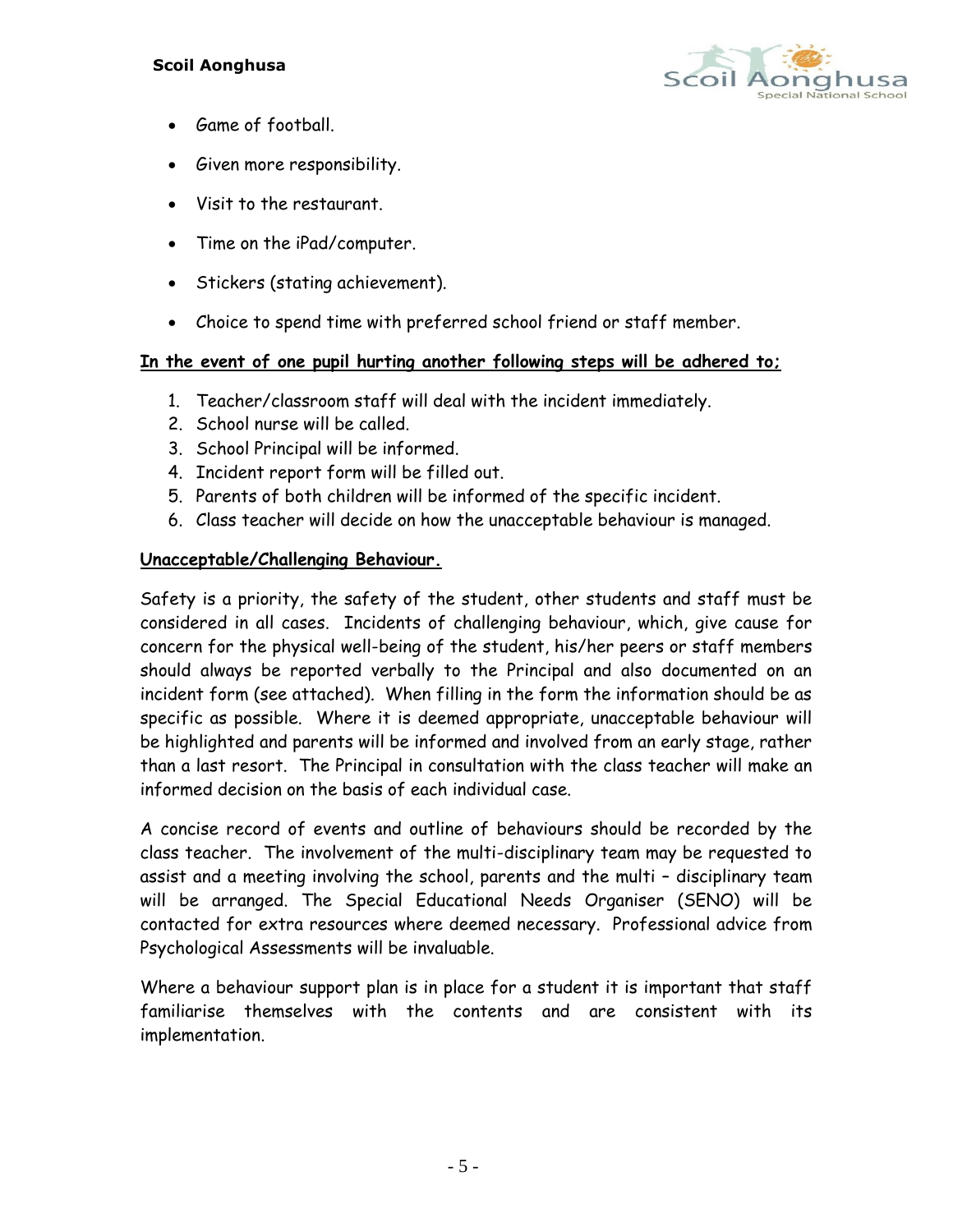- Game of football.
- Given more responsibility.
- Visit to the restaurant.
- Time on the iPad/computer.
- Stickers (stating achievement).
- Choice to spend time with preferred school friend or staff member.

**In the event of one pupil hurting another following steps will be adhered to;**

1. Teacher/classroom staff will deal with the incident immediately.
2. School nurse will be called.
3. School Principal will be informed.
4. Incident report form will be filled out.
5. Parents of both children will be informed of the specific incident.
6. Class teacher will decide on how the unacceptable behaviour is managed.

**Unacceptable/Challenging Behaviour.**

Safety is a priority, the safety of the student, other students and staff must be considered in all cases. Incidents of challenging behaviour, which, give cause for concern for the physical well-being of the student, his/her peers or staff members should always be reported verbally to the Principal and also documented on an incident form (see attached). When filling in the form the information should be as specific as possible. Where it is deemed appropriate, unacceptable behaviour will be highlighted and parents will be informed and involved from an early stage, rather than a last resort. The Principal in consultation with the class teacher will make an informed decision on the basis of each individual case.

A concise record of events and outline of behaviours should be recorded by the class teacher. The involvement of the multi-disciplinary team may be requested to assist and a meeting involving the school, parents and the multi – disciplinary team will be arranged. The Special Educational Needs Organiser (SENO) will be contacted for extra resources where deemed necessary. Professional advice from Psychological Assessments will be invaluable.

Where a behaviour support plan is in place for a student it is important that staff familiarise themselves with the contents and are consistent with its implementation.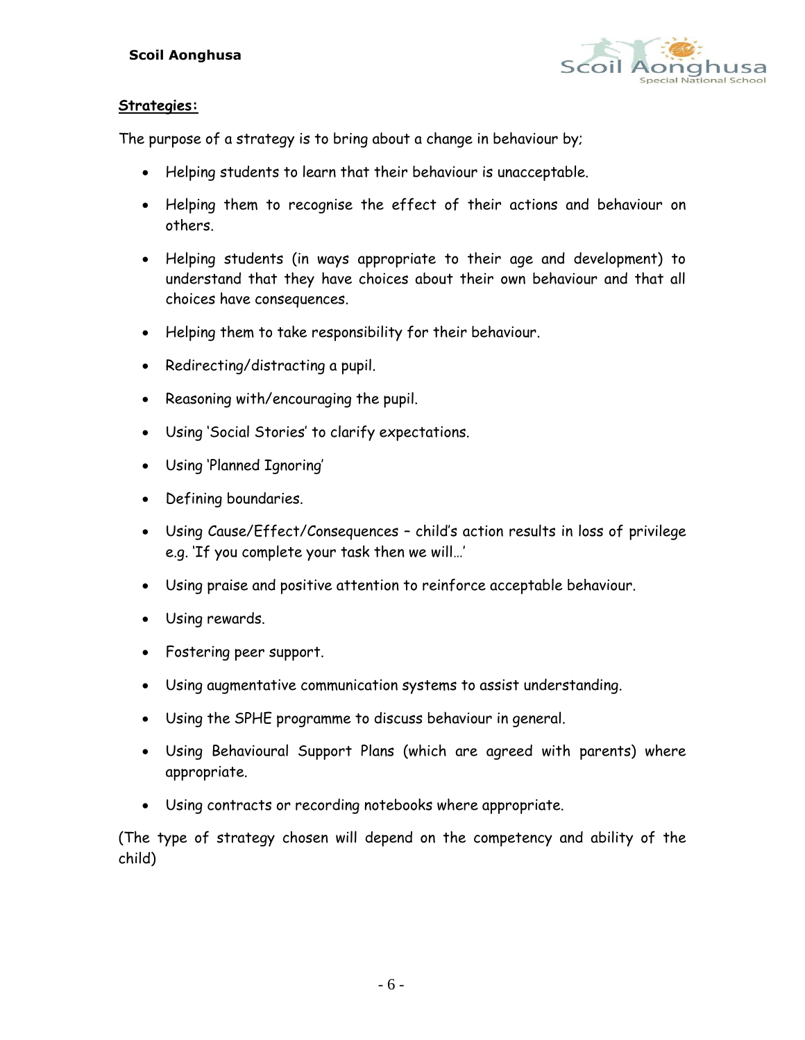**<u>Strategies:</u>**

The purpose of a strategy is to bring about a change in behaviour by;

- Helping students to learn that their behaviour is unacceptable.
- Helping them to recognise the effect of their actions and behaviour on others.
- Helping students (in ways appropriate to their age and development) to understand that they have choices about their own behaviour and that all choices have consequences.
- Helping them to take responsibility for their behaviour.
- Redirecting/distracting a pupil.
- Reasoning with/encouraging the pupil.
- Using 'Social Stories' to clarify expectations.
- Using 'Planned Ignoring'
- Defining boundaries.
- Using Cause/Effect/Consequences – child's action results in loss of privilege e.g. 'If you complete your task then we will…'
- Using praise and positive attention to reinforce acceptable behaviour.
- Using rewards.
- Fostering peer support.
- Using augmentative communication systems to assist understanding.
- Using the SPHE programme to discuss behaviour in general.
- Using Behavioural Support Plans (which are agreed with parents) where appropriate.
- Using contracts or recording notebooks where appropriate.

(The type of strategy chosen will depend on the competency and ability of the child)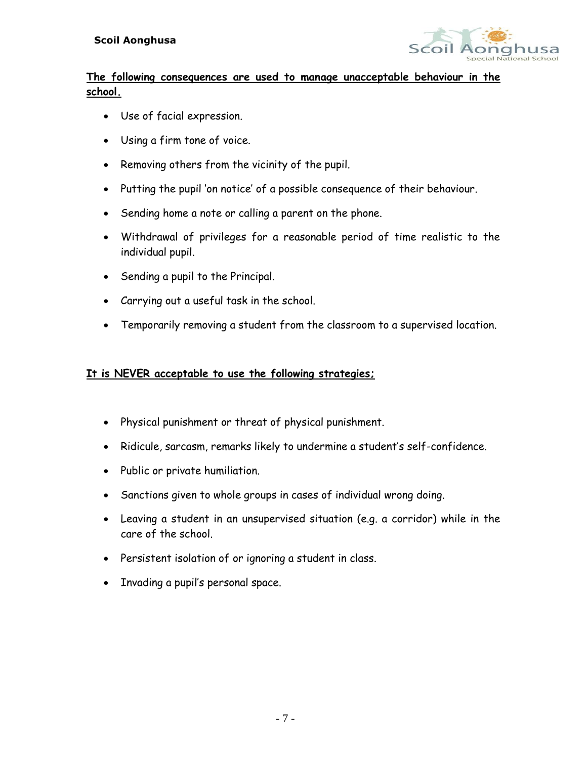**The following consequences are used to manage unacceptable behaviour in the school.**

- Use of facial expression.
- Using a firm tone of voice.
- Removing others from the vicinity of the pupil.
- Putting the pupil 'on notice' of a possible consequence of their behaviour.
- Sending home a note or calling a parent on the phone.
- Withdrawal of privileges for a reasonable period of time realistic to the individual pupil.
- Sending a pupil to the Principal.
- Carrying out a useful task in the school.
- Temporarily removing a student from the classroom to a supervised location.

**It is NEVER acceptable to use the following strategies;**

- Physical punishment or threat of physical punishment.
- Ridicule, sarcasm, remarks likely to undermine a student's self-confidence.
- Public or private humiliation.
- Sanctions given to whole groups in cases of individual wrong doing.
- Leaving a student in an unsupervised situation (e.g. a corridor) while in the care of the school.
- Persistent isolation of or ignoring a student in class.
- Invading a pupil's personal space.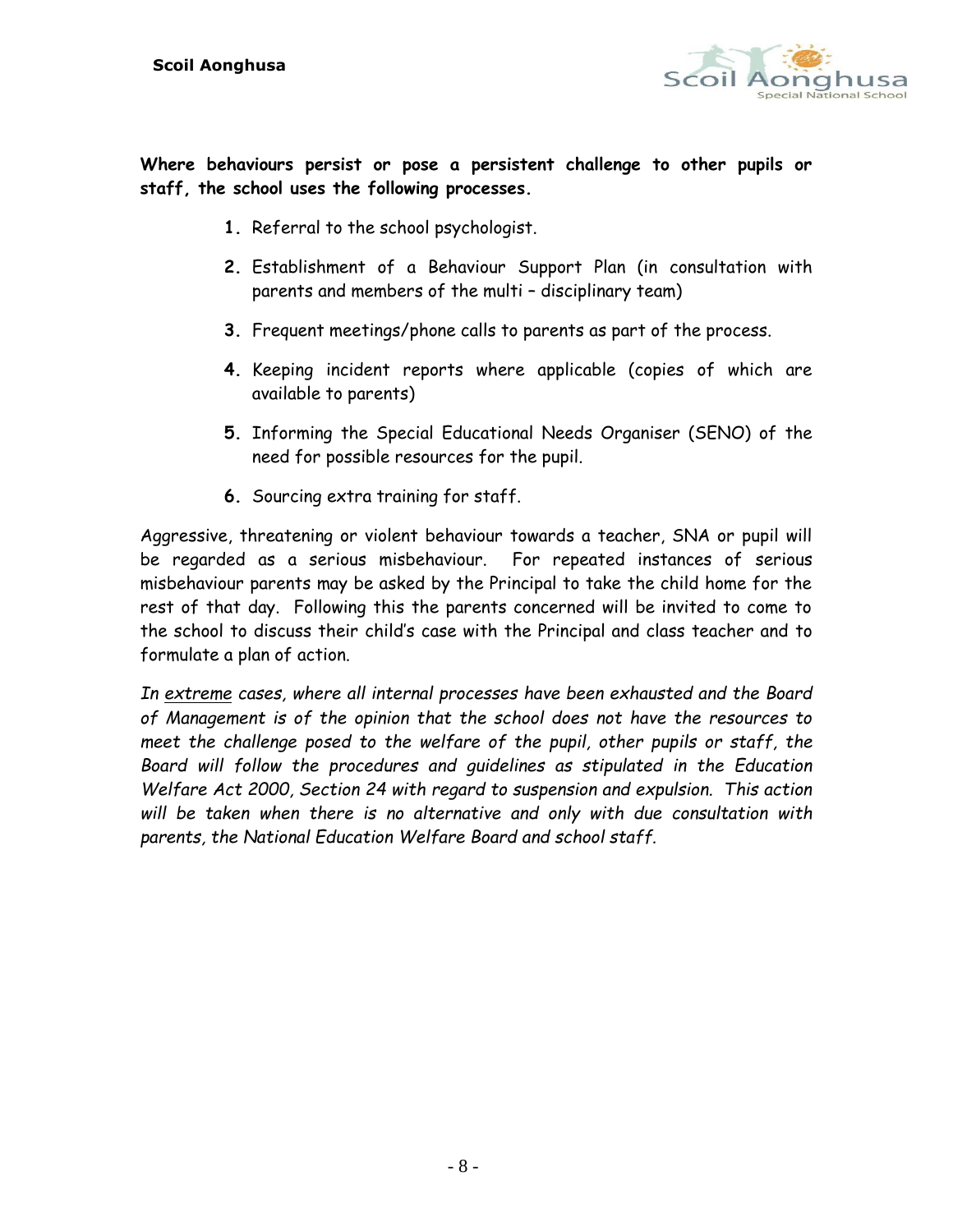**Where behaviours persist or pose a persistent challenge to other pupils or staff, the school uses the following processes.**

1. Referral to the school psychologist.
2. Establishment of a Behaviour Support Plan (in consultation with parents and members of the multi – disciplinary team)
3. Frequent meetings/phone calls to parents as part of the process.
4. Keeping incident reports where applicable (copies of which are available to parents)
5. Informing the Special Educational Needs Organiser (SENO) of the need for possible resources for the pupil.
6. Sourcing extra training for staff.

Aggressive, threatening or violent behaviour towards a teacher, SNA or pupil will be regarded as a serious misbehaviour. For repeated instances of serious misbehaviour parents may be asked by the Principal to take the child home for the rest of that day. Following this the parents concerned will be invited to come to the school to discuss their child's case with the Principal and class teacher and to formulate a plan of action.

*In <u>extreme</u> cases, where all internal processes have been exhausted and the Board of Management is of the opinion that the school does not have the resources to meet the challenge posed to the welfare of the pupil, other pupils or staff, the Board will follow the procedures and guidelines as stipulated in the Education Welfare Act 2000, Section 24 with regard to suspension and expulsion. This action will be taken when there is no alternative and only with due consultation with parents, the National Education Welfare Board and school staff.*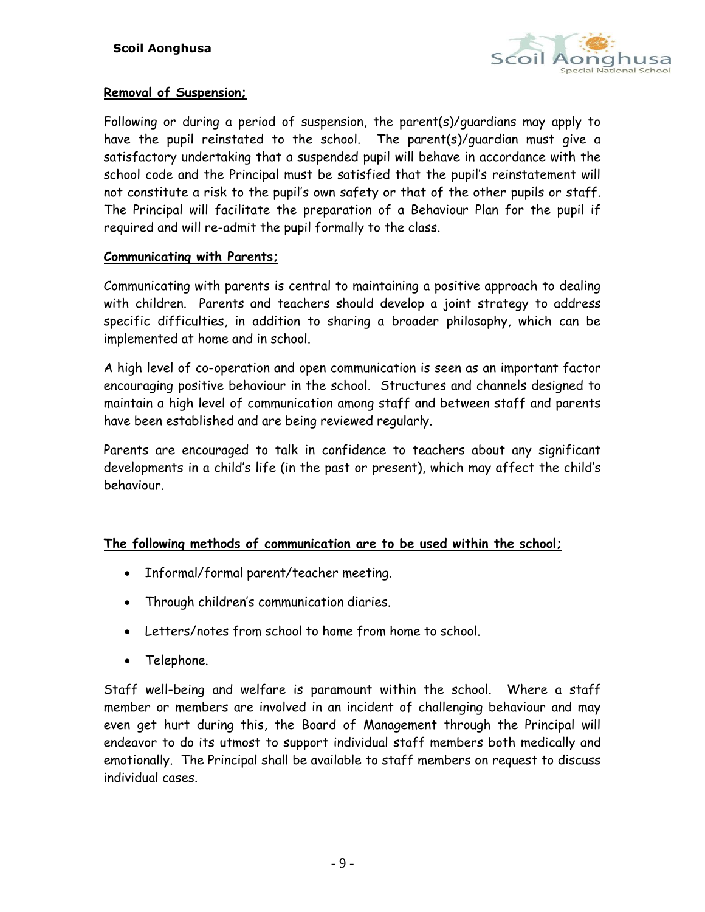## Removal of Suspension;

Following or during a period of suspension, the parent(s)/guardians may apply to have the pupil reinstated to the school. The parent(s)/guardian must give a satisfactory undertaking that a suspended pupil will behave in accordance with the school code and the Principal must be satisfied that the pupil's reinstatement will not constitute a risk to the pupil's own safety or that of the other pupils or staff. The Principal will facilitate the preparation of a Behaviour Plan for the pupil if required and will re-admit the pupil formally to the class.

## Communicating with Parents;

Communicating with parents is central to maintaining a positive approach to dealing with children. Parents and teachers should develop a joint strategy to address specific difficulties, in addition to sharing a broader philosophy, which can be implemented at home and in school.

A high level of co-operation and open communication is seen as an important factor encouraging positive behaviour in the school. Structures and channels designed to maintain a high level of communication among staff and between staff and parents have been established and are being reviewed regularly.

Parents are encouraged to talk in confidence to teachers about any significant developments in a child's life (in the past or present), which may affect the child's behaviour.

## The following methods of communication are to be used within the school;

- Informal/formal parent/teacher meeting.
- Through children's communication diaries.
- Letters/notes from school to home from home to school.
- Telephone.

Staff well-being and welfare is paramount within the school. Where a staff member or members are involved in an incident of challenging behaviour and may even get hurt during this, the Board of Management through the Principal will endeavor to do its utmost to support individual staff members both medically and emotionally. The Principal shall be available to staff members on request to discuss individual cases.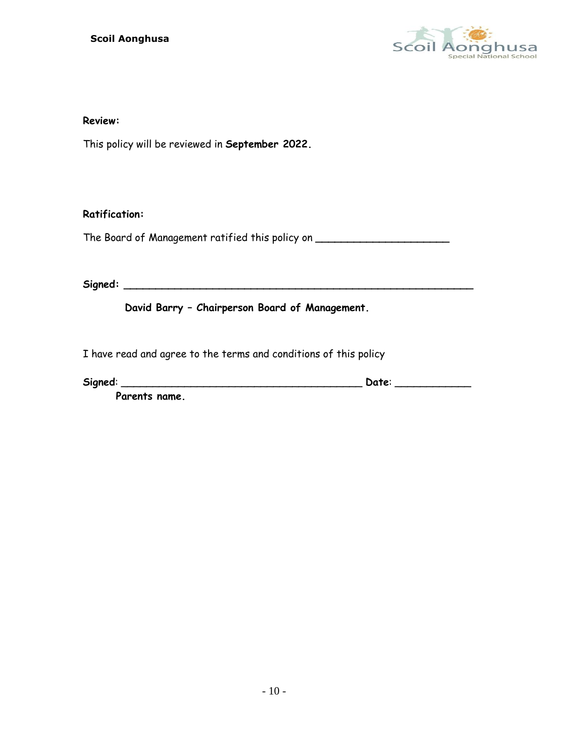**Review:**

This policy will be reviewed in **September 2022.**

**Ratification:**

The Board of Management ratified this policy on ____________________

**Signed:** ____________________________________________________

**David Barry – Chairperson Board of Management.**

I have read and agree to the terms and conditions of this policy

**Signed**: ____________________________________ **Date**: ___________

**Parents name.**